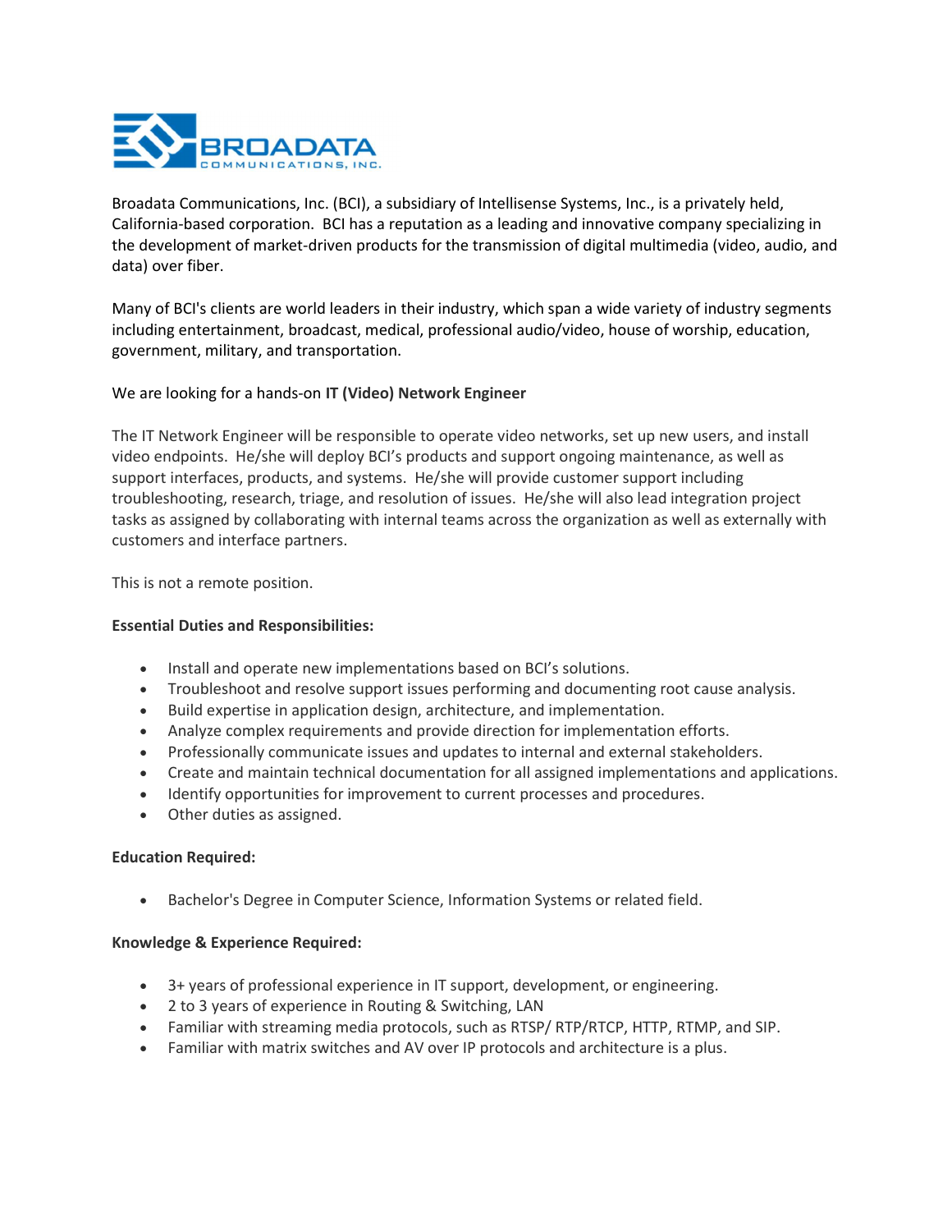BROADATA COMMUNICATIONS, INC.

Broadata Communications, Inc. (BCI), a subsidiary of Intellisense Systems, Inc., is a privately held, California-based corporation. BCI has a reputation as a leading and innovative company specializing in the development of market-driven products for the transmission of digital multimedia (video, audio, and data) over fiber.

Many of BCI's clients are world leaders in their industry, which span a wide variety of industry segments including entertainment, broadcast, medical, professional audio/video, house of worship, education, government, military, and transportation.

We are looking for a hands-on **IT (Video) Network Engineer**

The IT Network Engineer will be responsible to operate video networks, set up new users, and install video endpoints. He/she will deploy BCI's products and support ongoing maintenance, as well as support interfaces, products, and systems. He/she will provide customer support including troubleshooting, research, triage, and resolution of issues. He/she will also lead integration project tasks as assigned by collaborating with internal teams across the organization as well as externally with customers and interface partners.

This is not a remote position.

**Essential Duties and Responsibilities:**

- Install and operate new implementations based on BCI's solutions.
- Troubleshoot and resolve support issues performing and documenting root cause analysis.
- Build expertise in application design, architecture, and implementation.
- Analyze complex requirements and provide direction for implementation efforts.
- Professionally communicate issues and updates to internal and external stakeholders.
- Create and maintain technical documentation for all assigned implementations and applications.
- Identify opportunities for improvement to current processes and procedures.
- Other duties as assigned.

**Education Required:**

- Bachelor's Degree in Computer Science, Information Systems or related field.

**Knowledge & Experience Required:**

- 3+ years of professional experience in IT support, development, or engineering.
- 2 to 3 years of experience in Routing & Switching, LAN
- Familiar with streaming media protocols, such as RTSP/ RTP/RTCP, HTTP, RTMP, and SIP.
- Familiar with matrix switches and AV over IP protocols and architecture is a plus.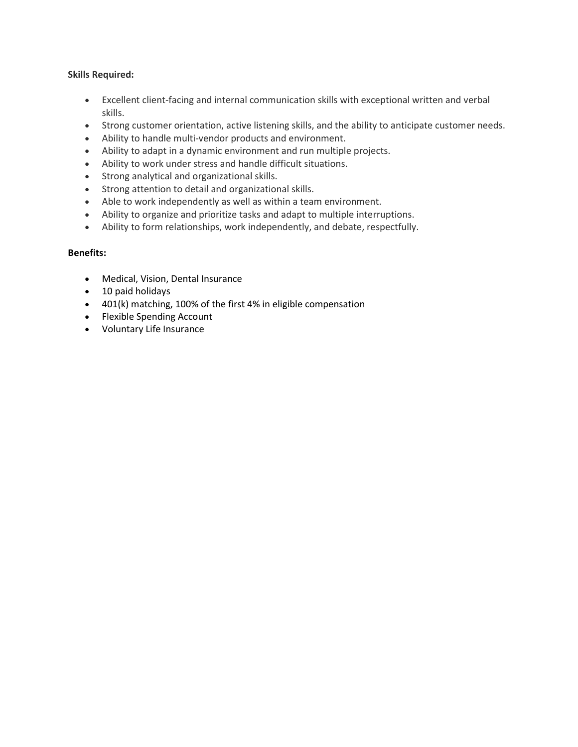**Skills Required:**

- Excellent client-facing and internal communication skills with exceptional written and verbal skills.
- Strong customer orientation, active listening skills, and the ability to anticipate customer needs.
- Ability to handle multi-vendor products and environment.
- Ability to adapt in a dynamic environment and run multiple projects.
- Ability to work under stress and handle difficult situations.
- Strong analytical and organizational skills.
- Strong attention to detail and organizational skills.
- Able to work independently as well as within a team environment.
- Ability to organize and prioritize tasks and adapt to multiple interruptions.
- Ability to form relationships, work independently, and debate, respectfully.

**Benefits:**

- Medical, Vision, Dental Insurance
- 10 paid holidays
- 401(k) matching, 100% of the first 4% in eligible compensation
- Flexible Spending Account
- Voluntary Life Insurance